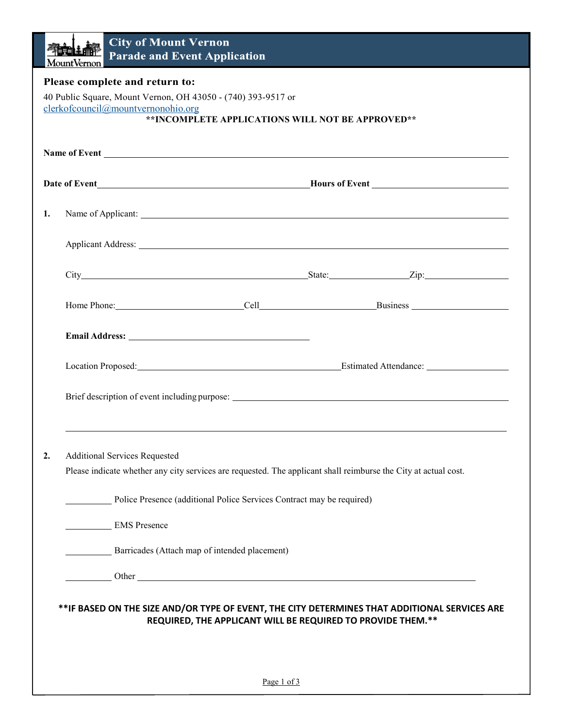# City of Mount Vernon
## Parade and Event Application

**Please complete and return to:**

40 Public Square, Mount Vernon, OH 43050 - (740) 393-9517 or
clerkofcouncil@mountvernonohio.org

**\*\*INCOMPLETE APPLICATIONS WILL NOT BE APPROVED\*\***

**Name of Event** ______________________________

**Date of Event** ______________________________ **Hours of Event** ______________________________

**1.** Name of Applicant: ______________________________

Applicant Address: ______________________________

City ______________________________ State: ______________ Zip: ______________

Home Phone: ______________ Cell ______________ Business ______________

**Email Address:** ______________________________

Location Proposed: ______________________________ Estimated Attendance: ______________

Brief description of event including purpose: ______________________________

______________________________

**2.** Additional Services Requested

Please indicate whether any city services are requested. The applicant shall reimburse the City at actual cost.

__________ Police Presence (additional Police Services Contract may be required)

__________ EMS Presence

__________ Barricades (Attach map of intended placement)

__________ Other ______________________________

**\*\*IF BASED ON THE SIZE AND/OR TYPE OF EVENT, THE CITY DETERMINES THAT ADDITIONAL SERVICES ARE REQUIRED, THE APPLICANT WILL BE REQUIRED TO PROVIDE THEM.\*\***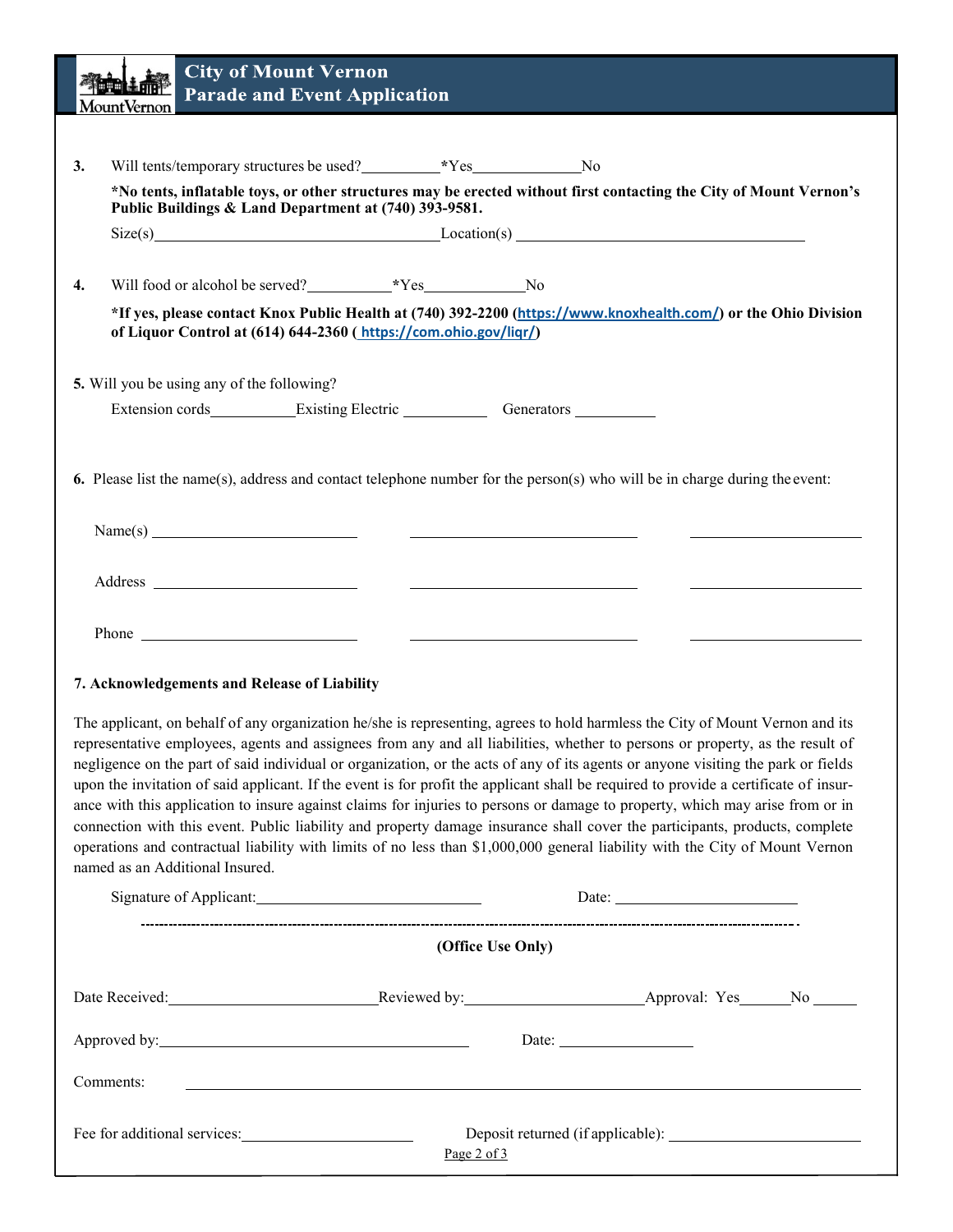# City of Mount Vernon Parade and Event Application

3. Will tents/temporary structures be used?__________*Yes______________No

   **\*No tents, inflatable toys, or other structures may be erected without first contacting the City of Mount Vernon's Public Buildings & Land Department at (740) 393-9581.**

   Size(s)____________________________________Location(s) ____________________________________

4. Will food or alcohol be served?___________*Yes_____________No

   **\*If yes, please contact Knox Public Health at (740) 392-2200 (https://www.knoxhealth.com/) or the Ohio Division of Liquor Control at (614) 644-2360 ( https://com.ohio.gov/liqr/)**

**5.** Will you be using any of the following?

Extension cords___________Existing Electric ___________ Generators ___________

**6.** Please list the name(s), address and contact telephone number for the person(s) who will be in charge during the event:

Name(s) __________________________ __________________________ __________________________

Address __________________________ __________________________ __________________________

Phone __________________________ __________________________ __________________________

**7. Acknowledgements and Release of Liability**

The applicant, on behalf of any organization he/she is representing, agrees to hold harmless the City of Mount Vernon and its representative employees, agents and assignees from any and all liabilities, whether to persons or property, as the result of negligence on the part of said individual or organization, or the acts of any of its agents or anyone visiting the park or fields upon the invitation of said applicant. If the event is for profit the applicant shall be required to provide a certificate of insurance with this application to insure against claims for injuries to persons or damage to property, which may arise from or in connection with this event. Public liability and property damage insurance shall cover the participants, products, complete operations and contractual liability with limits of no less than $1,000,000 general liability with the City of Mount Vernon named as an Additional Insured.

Signature of Applicant:_____________________________ Date: _______________________

---

**(Office Use Only)**

Date Received:__________________________Reviewed by:______________________Approval: Yes______No ______

Approved by:________________________________________ Date: _________________

Comments: ________________________________________________________________________

Fee for additional services:______________________ Deposit returned (if applicable): ________________________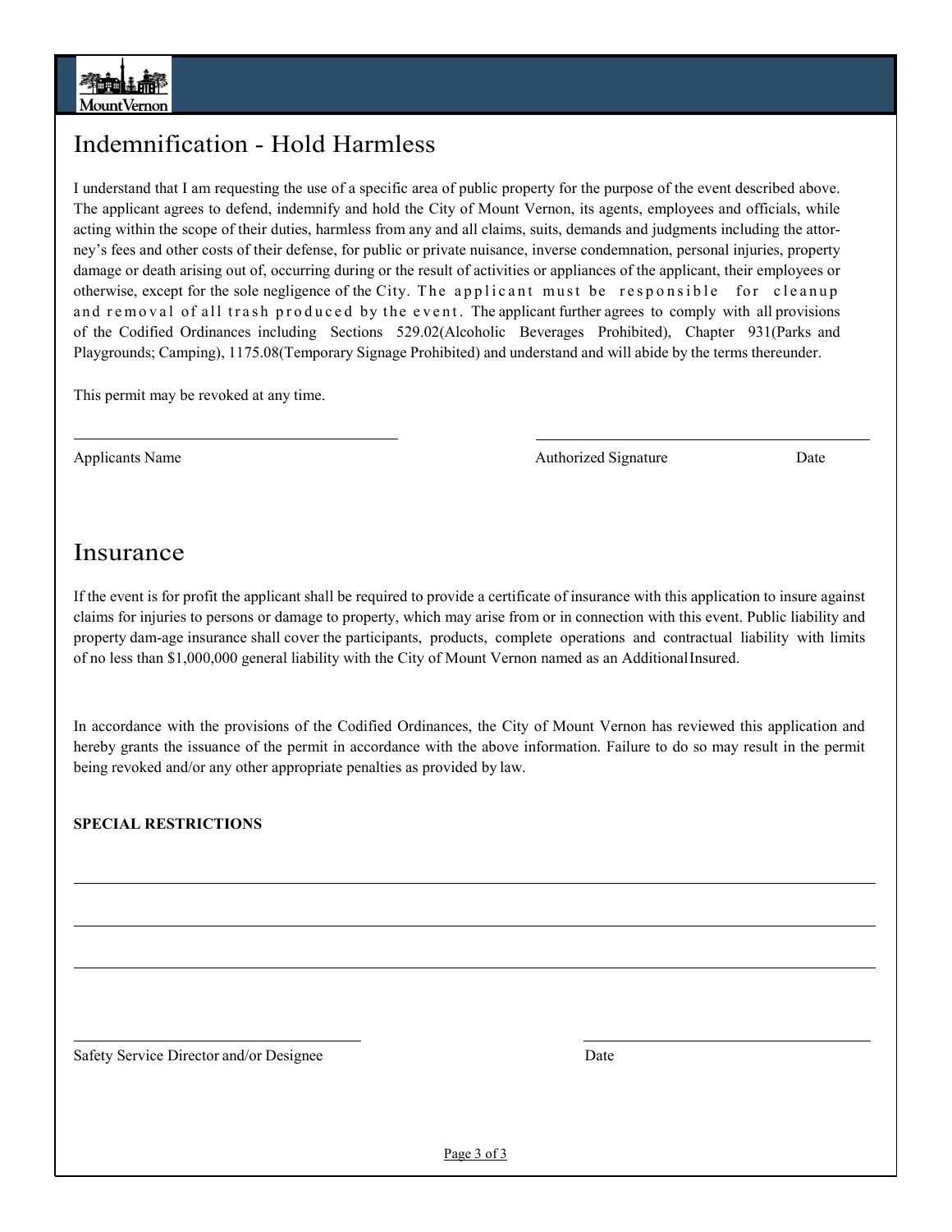## Indemnification - Hold Harmless

I understand that I am requesting the use of a specific area of public property for the purpose of the event described above. The applicant agrees to defend, indemnify and hold the City of Mount Vernon, its agents, employees and officials, while acting within the scope of their duties, harmless from any and all claims, suits, demands and judgments including the attorney's fees and other costs of their defense, for public or private nuisance, inverse condemnation, personal injuries, property damage or death arising out of, occurring during or the result of activities or appliances of the applicant, their employees or otherwise, except for the sole negligence of the City. The applicant must be responsible for cleanup and removal of all trash produced by the event. The applicant further agrees to comply with all provisions of the Codified Ordinances including Sections 529.02(Alcoholic Beverages Prohibited), Chapter 931(Parks and Playgrounds; Camping), 1175.08(Temporary Signage Prohibited) and understand and will abide by the terms thereunder.

This permit may be revoked at any time.

_______________________________ &nbsp;&nbsp;&nbsp;&nbsp; _______________________________

Applicants Name &nbsp;&nbsp;&nbsp;&nbsp; Authorized Signature &nbsp;&nbsp;&nbsp;&nbsp; Date

## Insurance

If the event is for profit the applicant shall be required to provide a certificate of insurance with this application to insure against claims for injuries to persons or damage to property, which may arise from or in connection with this event. Public liability and property dam-age insurance shall cover the participants, products, complete operations and contractual liability with limits of no less than $1,000,000 general liability with the City of Mount Vernon named as an Additional Insured.

In accordance with the provisions of the Codified Ordinances, the City of Mount Vernon has reviewed this application and hereby grants the issuance of the permit in accordance with the above information. Failure to do so may result in the permit being revoked and/or any other appropriate penalties as provided by law.

**SPECIAL RESTRICTIONS**

_______________________________________________________________

_______________________________________________________________

_______________________________________________________________

_______________________________ &nbsp;&nbsp;&nbsp;&nbsp; _______________________________

Safety Service Director and/or Designee &nbsp;&nbsp;&nbsp;&nbsp; Date